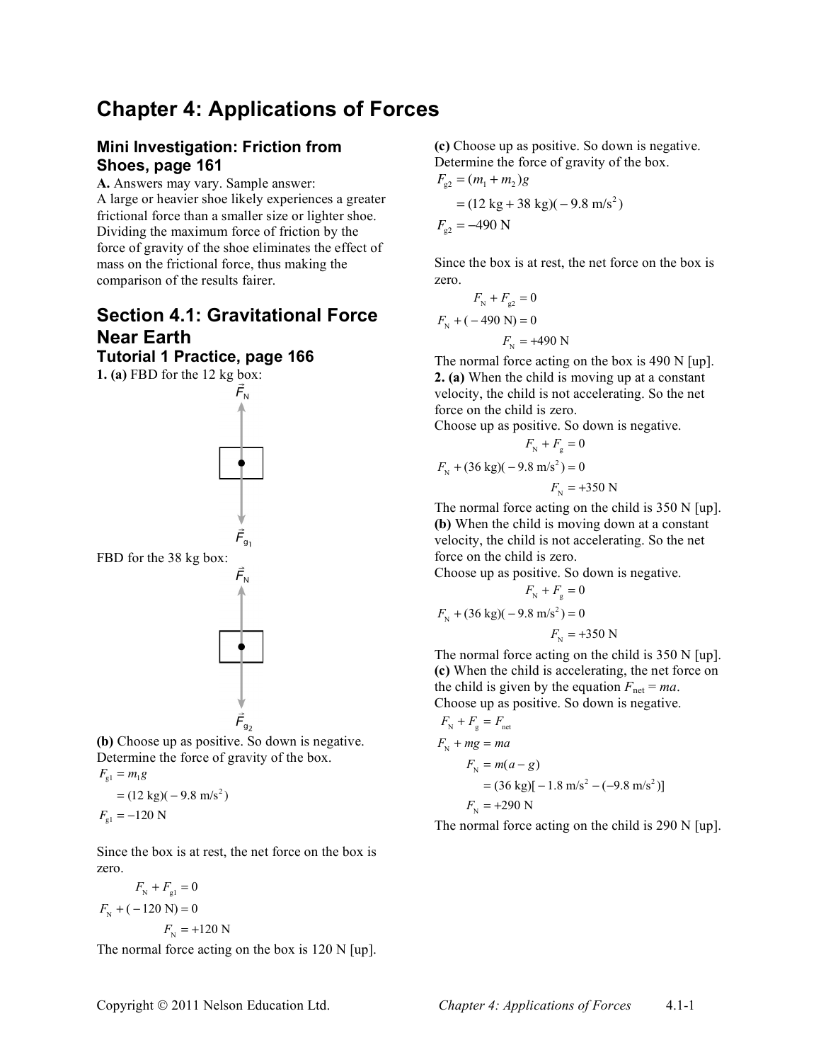# Chapter 4: Applications of Forces

## Mini Investigation: Friction from Shoes, page 161

**A.** Answers may vary. Sample answer:
A large or heavier shoe likely experiences a greater frictional force than a smaller size or lighter shoe. Dividing the maximum force of friction by the force of gravity of the shoe eliminates the effect of mass on the frictional force, thus making the comparison of the results fairer.

## Section 4.1: Gravitational Force Near Earth

### Tutorial 1 Practice, page 166

**1. (a)** FBD for the 12 kg box:

$\vec{F}_N$ (up), $\vec{F}_{g_1}$ (down)

FBD for the 38 kg box:

$\vec{F}_N$ (up), $\vec{F}_{g_2}$ (down)

**(b)** Choose up as positive. So down is negative.
Determine the force of gravity of the box.

$$
\begin{aligned}
F_{g1} &= m_1 g \\
&= (12\text{ kg})(-9.8\text{ m/s}^2) \\
F_{g1} &= -120\text{ N}
\end{aligned}
$$

Since the box is at rest, the net force on the box is zero.

$$
\begin{aligned}
F_N + F_{g1} &= 0 \\
F_N + (-120\text{ N}) &= 0 \\
F_N &= +120\text{ N}
\end{aligned}
$$

The normal force acting on the box is 120 N [up].

**(c)** Choose up as positive. So down is negative.
Determine the force of gravity of the box.

$$
\begin{aligned}
F_{g2} &= (m_1 + m_2)g \\
&= (12\text{ kg} + 38\text{ kg})(-9.8\text{ m/s}^2) \\
F_{g2} &= -490\text{ N}
\end{aligned}
$$

Since the box is at rest, the net force on the box is zero.

$$
\begin{aligned}
F_N + F_{g2} &= 0 \\
F_N + (-490\text{ N}) &= 0 \\
F_N &= +490\text{ N}
\end{aligned}
$$

The normal force acting on the box is 490 N [up].

**2. (a)** When the child is moving up at a constant velocity, the child is not accelerating. So the net force on the child is zero.
Choose up as positive. So down is negative.

$$
\begin{aligned}
F_N + F_g &= 0 \\
F_N + (36\text{ kg})(-9.8\text{ m/s}^2) &= 0 \\
F_N &= +350\text{ N}
\end{aligned}
$$

The normal force acting on the child is 350 N [up].

**(b)** When the child is moving down at a constant velocity, the child is not accelerating. So the net force on the child is zero.
Choose up as positive. So down is negative.

$$
\begin{aligned}
F_N + F_g &= 0 \\
F_N + (36\text{ kg})(-9.8\text{ m/s}^2) &= 0 \\
F_N &= +350\text{ N}
\end{aligned}
$$

The normal force acting on the child is 350 N [up].

**(c)** When the child is accelerating, the net force on the child is given by the equation $F_{net} = ma$.
Choose up as positive. So down is negative.

$$
\begin{aligned}
F_N + F_g &= F_{net} \\
F_N + mg &= ma \\
F_N &= m(a - g) \\
&= (36\text{ kg})[-1.8\text{ m/s}^2 - (-9.8\text{ m/s}^2)] \\
F_N &= +290\text{ N}
\end{aligned}
$$

The normal force acting on the child is 290 N [up].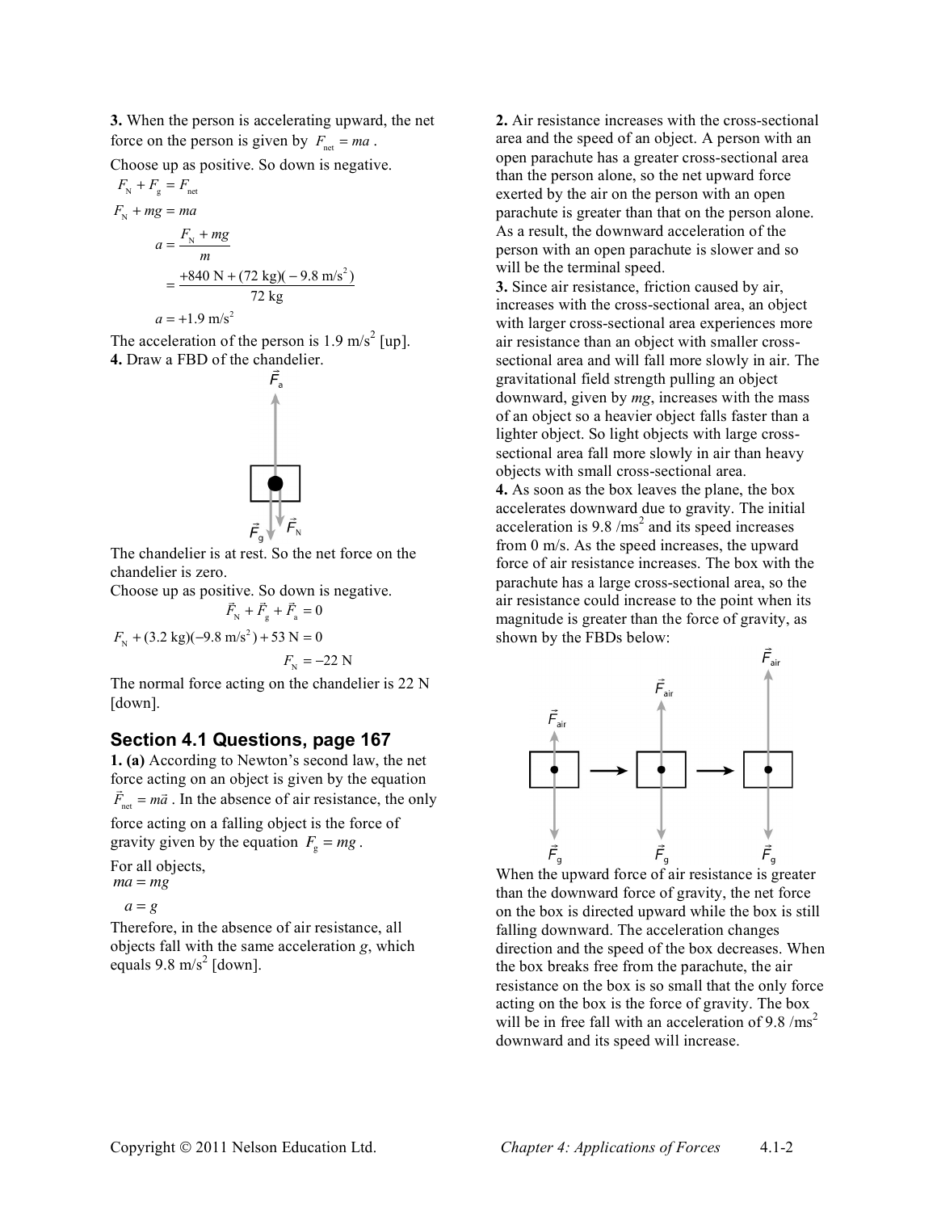**3.** When the person is accelerating upward, the net force on the person is given by $F_{net} = ma$.

Choose up as positive. So down is negative.

$$F_N + F_g = F_{net}$$

$$F_N + mg = ma$$

$$a = \frac{F_N + mg}{m}$$

$$= \frac{+840 \text{ N} + (72 \text{ kg})(-9.8 \text{ m/s}^2)}{72 \text{ kg}}$$

$$a = +1.9 \text{ m/s}^2$$

The acceleration of the person is 1.9 m/s$^2$ [up].

**4.** Draw a FBD of the chandelier.

The chandelier is at rest. So the net force on the chandelier is zero.

Choose up as positive. So down is negative.

$$\vec{F}_N + \vec{F}_g + \vec{F}_a = 0$$

$$F_N + (3.2 \text{ kg})(-9.8 \text{ m/s}^2) + 53 \text{ N} = 0$$

$$F_N = -22 \text{ N}$$

The normal force acting on the chandelier is 22 N [down].

## Section 4.1 Questions, page 167

**1. (a)** According to Newton's second law, the net force acting on an object is given by the equation $\vec{F}_{net} = m\vec{a}$. In the absence of air resistance, the only force acting on a falling object is the force of gravity given by the equation $F_g = mg$.

For all objects,

$$ma = mg$$

$$a = g$$

Therefore, in the absence of air resistance, all objects fall with the same acceleration $g$, which equals 9.8 m/s$^2$ [down].

**2.** Air resistance increases with the cross-sectional area and the speed of an object. A person with an open parachute has a greater cross-sectional area than the person alone, so the net upward force exerted by the air on the person with an open parachute is greater than that on the person alone. As a result, the downward acceleration of the person with an open parachute is slower and so will be the terminal speed.

**3.** Since air resistance, friction caused by air, increases with the cross-sectional area, an object with larger cross-sectional area experiences more air resistance than an object with smaller cross-sectional area and will fall more slowly in air. The gravitational field strength pulling an object downward, given by $mg$, increases with the mass of an object so a heavier object falls faster than a lighter object. So light objects with large cross-sectional area fall more slowly in air than heavy objects with small cross-sectional area.

**4.** As soon as the box leaves the plane, the box accelerates downward due to gravity. The initial acceleration is 9.8 /ms$^2$ and its speed increases from 0 m/s. As the speed increases, the upward force of air resistance increases. The box with the parachute has a large cross-sectional area, so the air resistance could increase to the point when its magnitude is greater than the force of gravity, as shown by the FBDs below:

When the upward force of air resistance is greater than the downward force of gravity, the net force on the box is directed upward while the box is still falling downward. The acceleration changes direction and the speed of the box decreases. When the box breaks free from the parachute, the air resistance on the box is so small that the only force acting on the box is the force of gravity. The box will be in free fall with an acceleration of 9.8 /ms$^2$ downward and its speed will increase.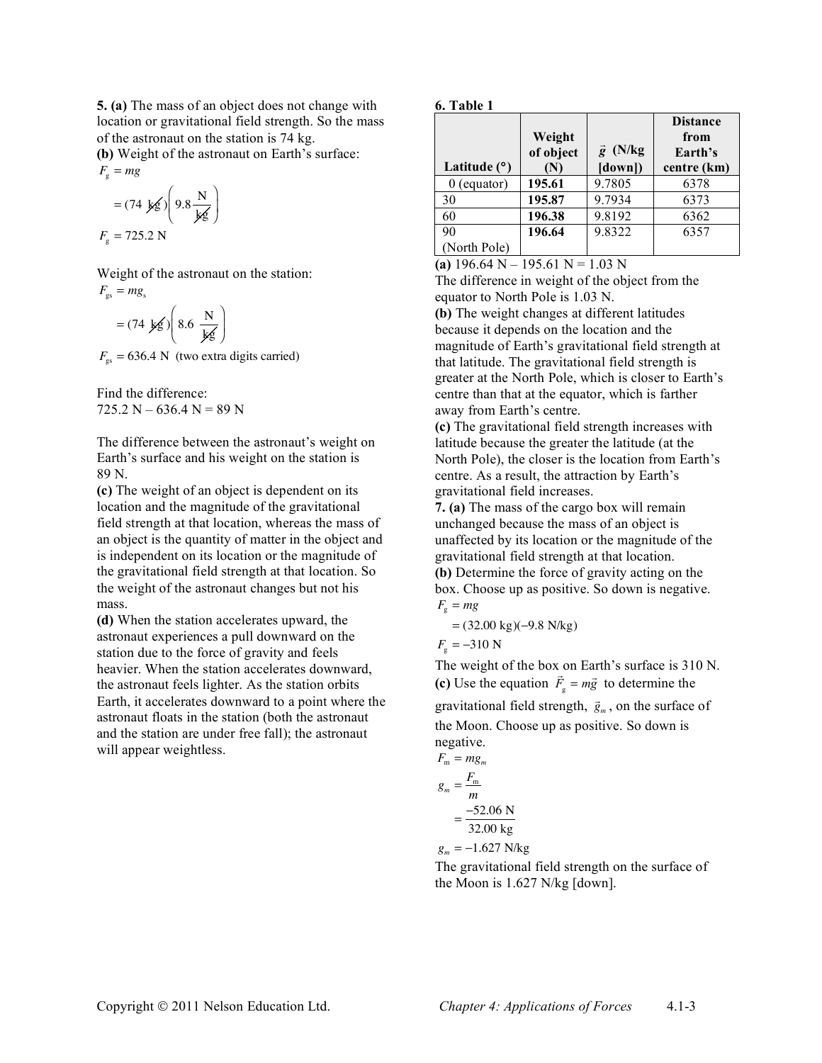**5. (a)** The mass of an object does not change with location or gravitational field strength. So the mass of the astronaut on the station is 74 kg.

**(b)** Weight of the astronaut on Earth's surface:

$$F_g = mg$$

$$= (74\ \cancel{\text{kg}})\left(9.8\ \frac{\text{N}}{\cancel{\text{kg}}}\right)$$

$$F_g = 725.2\ \text{N}$$

Weight of the astronaut on the station:

$$F_{gs} = mg_s$$

$$= (74\ \cancel{\text{kg}})\left(8.6\ \frac{\text{N}}{\cancel{\text{kg}}}\right)$$

$F_{gs} = 636.4\ \text{N}$ (two extra digits carried)

Find the difference:
725.2 N – 636.4 N = 89 N

The difference between the astronaut's weight on Earth's surface and his weight on the station is 89 N.

**(c)** The weight of an object is dependent on its location and the magnitude of the gravitational field strength at that location, whereas the mass of an object is the quantity of matter in the object and is independent on its location or the magnitude of the gravitational field strength at that location. So the weight of the astronaut changes but not his mass.

**(d)** When the station accelerates upward, the astronaut experiences a pull downward on the station due to the force of gravity and feels heavier. When the station accelerates downward, the astronaut feels lighter. As the station orbits Earth, it accelerates downward to a point where the astronaut floats in the station (both the astronaut and the station are under free fall); the astronaut will appear weightless.

**6. Table 1**

| Latitude (°) | Weight of object (N) | $\vec{g}$ (N/kg [down]) | Distance from Earth's centre (km) |
|---|---|---|---|
| 0 (equator) | **195.61** | 9.7805 | 6378 |
| 30 | **195.87** | 9.7934 | 6373 |
| 60 | **196.38** | 9.8192 | 6362 |
| 90 (North Pole) | **196.64** | 9.8322 | 6357 |

**(a)** 196.64 N – 195.61 N = 1.03 N
The difference in weight of the object from the equator to North Pole is 1.03 N.

**(b)** The weight changes at different latitudes because it depends on the location and the magnitude of Earth's gravitational field strength at that latitude. The gravitational field strength is greater at the North Pole, which is closer to Earth's centre than that at the equator, which is farther away from Earth's centre.

**(c)** The gravitational field strength increases with latitude because the greater the latitude (at the North Pole), the closer is the location from Earth's centre. As a result, the attraction by Earth's gravitational field increases.

**7. (a)** The mass of the cargo box will remain unchanged because the mass of an object is unaffected by its location or the magnitude of the gravitational field strength at that location.

**(b)** Determine the force of gravity acting on the box. Choose up as positive. So down is negative.

$$F_g = mg$$

$$= (32.00\ \text{kg})(-9.8\ \text{N/kg})$$

$$F_g = -310\ \text{N}$$

The weight of the box on Earth's surface is 310 N.

**(c)** Use the equation $\vec{F}_g = m\vec{g}$ to determine the gravitational field strength, $\vec{g}_m$, on the surface of the Moon. Choose up as positive. So down is negative.

$$F_m = mg_m$$

$$g_m = \frac{F_m}{m}$$

$$= \frac{-52.06\ \text{N}}{32.00\ \text{kg}}$$

$$g_m = -1.627\ \text{N/kg}$$

The gravitational field strength on the surface of the Moon is 1.627 N/kg [down].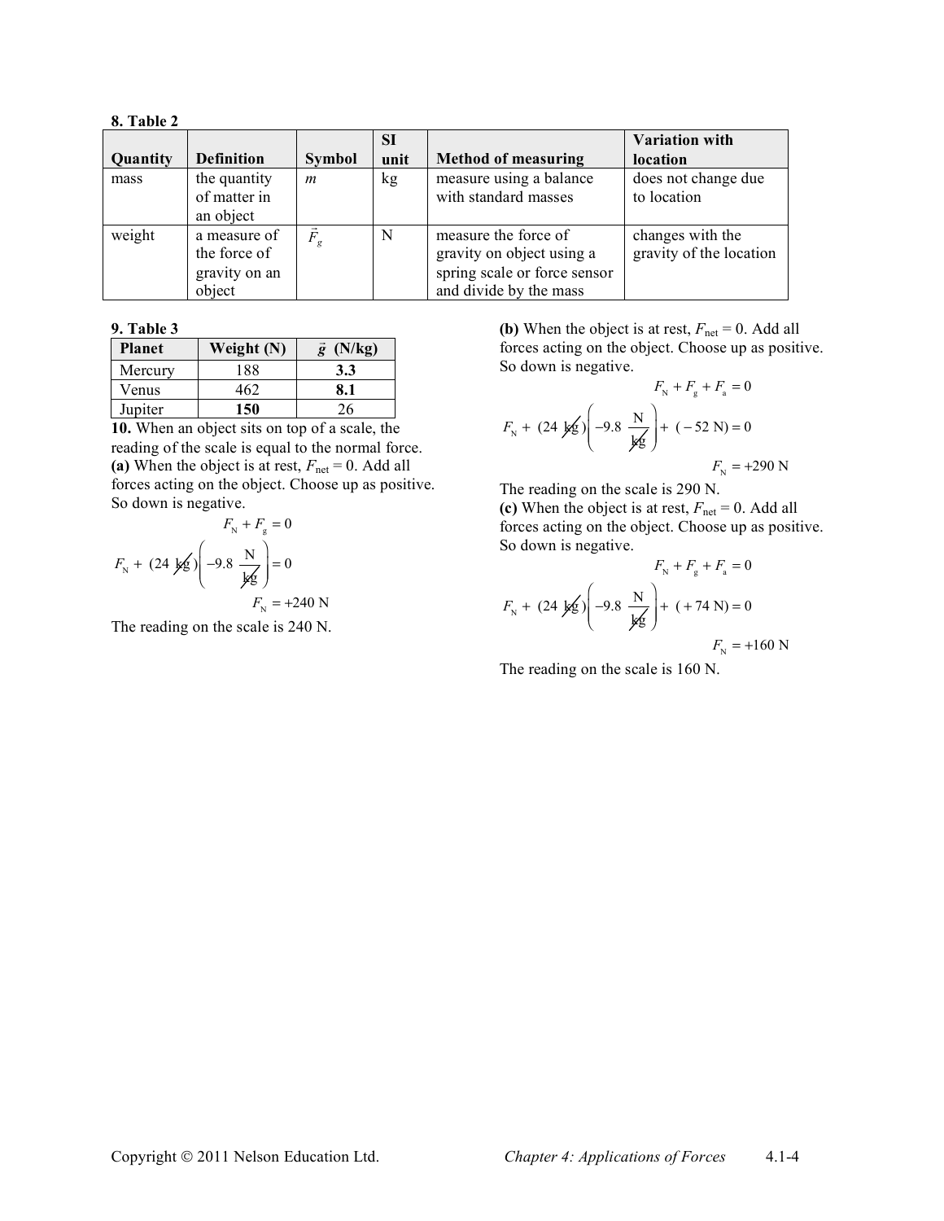**8. Table 2**

| Quantity | Definition | Symbol | SI unit | Method of measuring | Variation with location |
|---|---|---|---|---|---|
| mass | the quantity of matter in an object | $m$ | kg | measure using a balance with standard masses | does not change due to location |
| weight | a measure of the force of gravity on an object | $\vec{F}_g$ | N | measure the force of gravity on object using a spring scale or force sensor and divide by the mass | changes with the gravity of the location |

**9. Table 3**

| Planet | Weight (N) | $\vec{g}$ (N/kg) |
|---|---|---|
| Mercury | 188 | **3.3** |
| Venus | 462 | **8.1** |
| Jupiter | **150** | 26 |

**10.** When an object sits on top of a scale, the reading of the scale is equal to the normal force.

**(a)** When the object is at rest, $F_{\text{net}} = 0$. Add all forces acting on the object. Choose up as positive. So down is negative.

$$F_{\text{N}} + F_{\text{g}} = 0$$

$$F_{\text{N}} + (24\ \text{kg})\left(-9.8\ \frac{\text{N}}{\text{kg}}\right) = 0$$

$$F_{\text{N}} = +240\ \text{N}$$

The reading on the scale is 240 N.

**(b)** When the object is at rest, $F_{\text{net}} = 0$. Add all forces acting on the object. Choose up as positive. So down is negative.

$$F_{\text{N}} + F_{\text{g}} + F_{\text{a}} = 0$$

$$F_{\text{N}} + (24\ \text{kg})\left(-9.8\ \frac{\text{N}}{\text{kg}}\right) + (-52\ \text{N}) = 0$$

$$F_{\text{N}} = +290\ \text{N}$$

The reading on the scale is 290 N.

**(c)** When the object is at rest, $F_{\text{net}} = 0$. Add all forces acting on the object. Choose up as positive. So down is negative.

$$F_{\text{N}} + F_{\text{g}} + F_{\text{a}} = 0$$

$$F_{\text{N}} + (24\ \text{kg})\left(-9.8\ \frac{\text{N}}{\text{kg}}\right) + (+74\ \text{N}) = 0$$

$$F_{\text{N}} = +160\ \text{N}$$

The reading on the scale is 160 N.